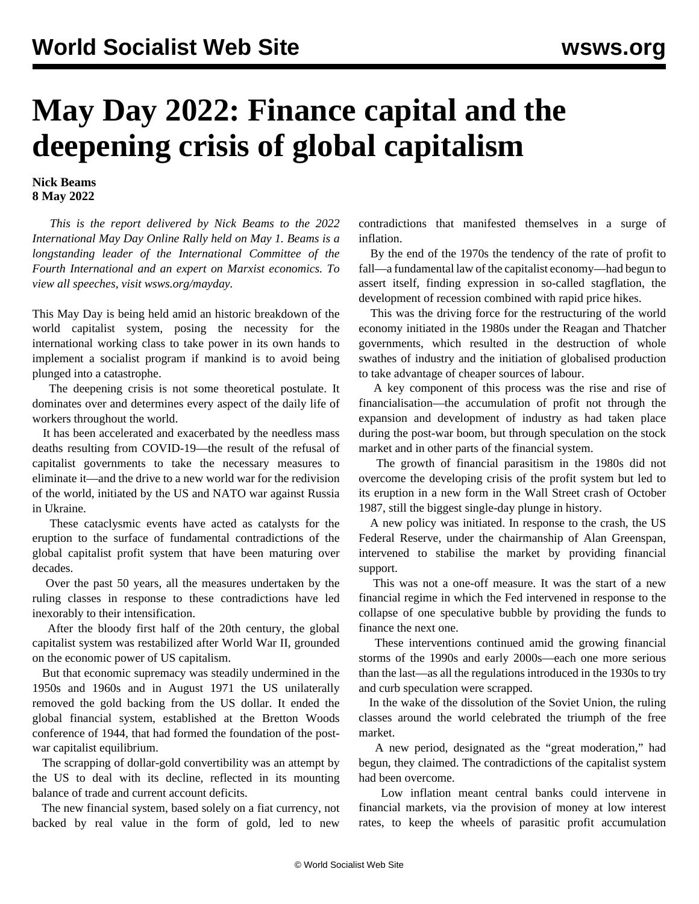# May Day 2022: Finance capital and the deepening crisis of global capitalism

**Nick Beams**
**8 May 2022**

*This is the report delivered by Nick Beams to the 2022 International May Day Online Rally held on May 1. Beams is a longstanding leader of the International Committee of the Fourth International and an expert on Marxist economics. To view all speeches, visit wsws.org/mayday.*

This May Day is being held amid an historic breakdown of the world capitalist system, posing the necessity for the international working class to take power in its own hands to implement a socialist program if mankind is to avoid being plunged into a catastrophe.

The deepening crisis is not some theoretical postulate. It dominates over and determines every aspect of the daily life of workers throughout the world.

It has been accelerated and exacerbated by the needless mass deaths resulting from COVID-19—the result of the refusal of capitalist governments to take the necessary measures to eliminate it—and the drive to a new world war for the redivision of the world, initiated by the US and NATO war against Russia in Ukraine.

These cataclysmic events have acted as catalysts for the eruption to the surface of fundamental contradictions of the global capitalist profit system that have been maturing over decades.

Over the past 50 years, all the measures undertaken by the ruling classes in response to these contradictions have led inexorably to their intensification.

After the bloody first half of the 20th century, the global capitalist system was restabilized after World War II, grounded on the economic power of US capitalism.

But that economic supremacy was steadily undermined in the 1950s and 1960s and in August 1971 the US unilaterally removed the gold backing from the US dollar. It ended the global financial system, established at the Bretton Woods conference of 1944, that had formed the foundation of the post-war capitalist equilibrium.

The scrapping of dollar-gold convertibility was an attempt by the US to deal with its decline, reflected in its mounting balance of trade and current account deficits.

The new financial system, based solely on a fiat currency, not backed by real value in the form of gold, led to new contradictions that manifested themselves in a surge of inflation.

By the end of the 1970s the tendency of the rate of profit to fall—a fundamental law of the capitalist economy—had begun to assert itself, finding expression in so-called stagflation, the development of recession combined with rapid price hikes.

This was the driving force for the restructuring of the world economy initiated in the 1980s under the Reagan and Thatcher governments, which resulted in the destruction of whole swathes of industry and the initiation of globalised production to take advantage of cheaper sources of labour.

A key component of this process was the rise and rise of financialisation—the accumulation of profit not through the expansion and development of industry as had taken place during the post-war boom, but through speculation on the stock market and in other parts of the financial system.

The growth of financial parasitism in the 1980s did not overcome the developing crisis of the profit system but led to its eruption in a new form in the Wall Street crash of October 1987, still the biggest single-day plunge in history.

A new policy was initiated. In response to the crash, the US Federal Reserve, under the chairmanship of Alan Greenspan, intervened to stabilise the market by providing financial support.

This was not a one-off measure. It was the start of a new financial regime in which the Fed intervened in response to the collapse of one speculative bubble by providing the funds to finance the next one.

These interventions continued amid the growing financial storms of the 1990s and early 2000s—each one more serious than the last—as all the regulations introduced in the 1930s to try and curb speculation were scrapped.

In the wake of the dissolution of the Soviet Union, the ruling classes around the world celebrated the triumph of the free market.

A new period, designated as the "great moderation," had begun, they claimed. The contradictions of the capitalist system had been overcome.

Low inflation meant central banks could intervene in financial markets, via the provision of money at low interest rates, to keep the wheels of parasitic profit accumulation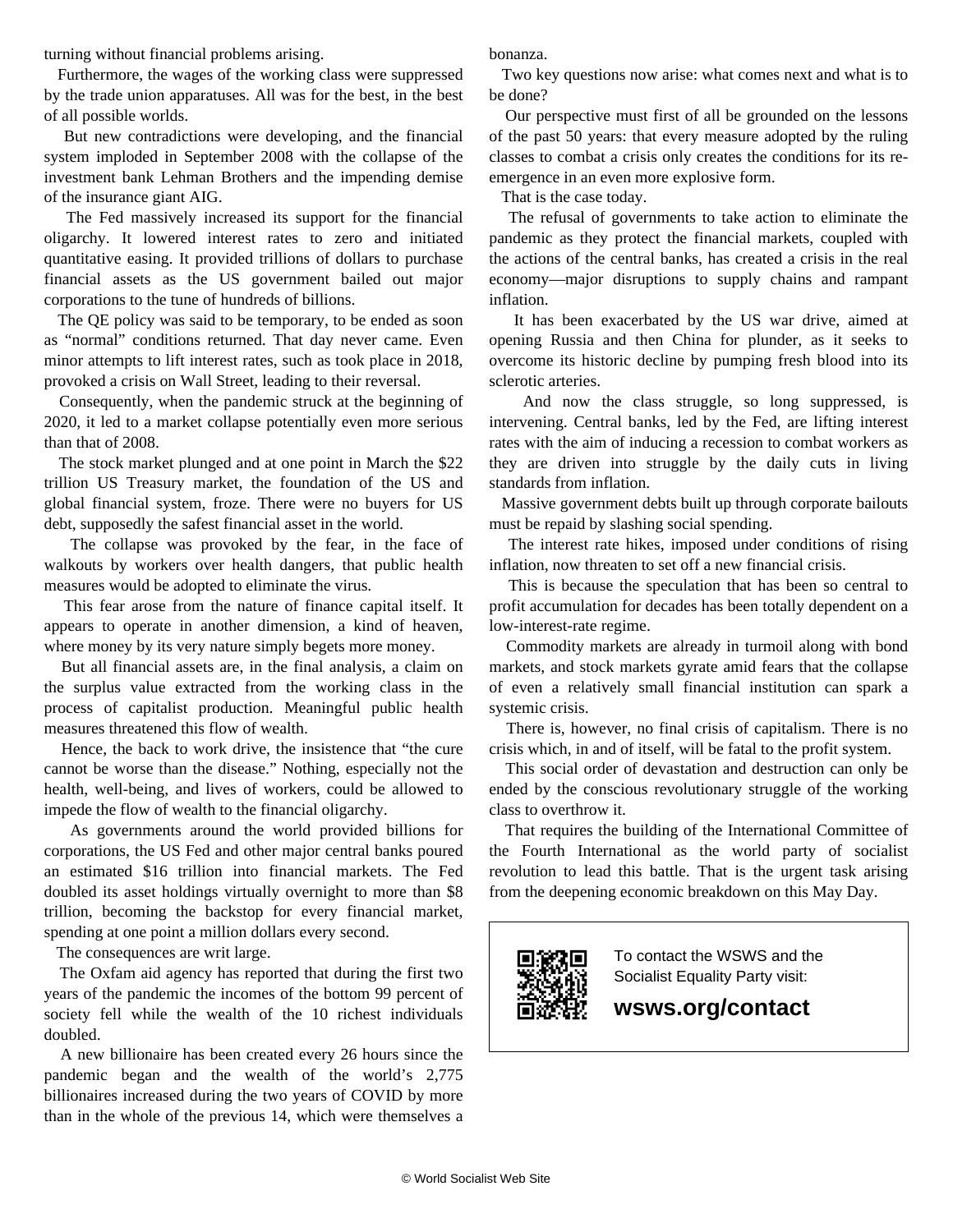turning without financial problems arising.

Furthermore, the wages of the working class were suppressed by the trade union apparatuses. All was for the best, in the best of all possible worlds.

But new contradictions were developing, and the financial system imploded in September 2008 with the collapse of the investment bank Lehman Brothers and the impending demise of the insurance giant AIG.

The Fed massively increased its support for the financial oligarchy. It lowered interest rates to zero and initiated quantitative easing. It provided trillions of dollars to purchase financial assets as the US government bailed out major corporations to the tune of hundreds of billions.

The QE policy was said to be temporary, to be ended as soon as "normal" conditions returned. That day never came. Even minor attempts to lift interest rates, such as took place in 2018, provoked a crisis on Wall Street, leading to their reversal.

Consequently, when the pandemic struck at the beginning of 2020, it led to a market collapse potentially even more serious than that of 2008.

The stock market plunged and at one point in March the $22 trillion US Treasury market, the foundation of the US and global financial system, froze. There were no buyers for US debt, supposedly the safest financial asset in the world.

The collapse was provoked by the fear, in the face of walkouts by workers over health dangers, that public health measures would be adopted to eliminate the virus.

This fear arose from the nature of finance capital itself. It appears to operate in another dimension, a kind of heaven, where money by its very nature simply begets more money.

But all financial assets are, in the final analysis, a claim on the surplus value extracted from the working class in the process of capitalist production. Meaningful public health measures threatened this flow of wealth.

Hence, the back to work drive, the insistence that "the cure cannot be worse than the disease." Nothing, especially not the health, well-being, and lives of workers, could be allowed to impede the flow of wealth to the financial oligarchy.

As governments around the world provided billions for corporations, the US Fed and other major central banks poured an estimated $16 trillion into financial markets. The Fed doubled its asset holdings virtually overnight to more than $8 trillion, becoming the backstop for every financial market, spending at one point a million dollars every second.

The consequences are writ large.

The Oxfam aid agency has reported that during the first two years of the pandemic the incomes of the bottom 99 percent of society fell while the wealth of the 10 richest individuals doubled.

A new billionaire has been created every 26 hours since the pandemic began and the wealth of the world's 2,775 billionaires increased during the two years of COVID by more than in the whole of the previous 14, which were themselves a bonanza.

Two key questions now arise: what comes next and what is to be done?

Our perspective must first of all be grounded on the lessons of the past 50 years: that every measure adopted by the ruling classes to combat a crisis only creates the conditions for its re-emergence in an even more explosive form.

That is the case today.

The refusal of governments to take action to eliminate the pandemic as they protect the financial markets, coupled with the actions of the central banks, has created a crisis in the real economy—major disruptions to supply chains and rampant inflation.

It has been exacerbated by the US war drive, aimed at opening Russia and then China for plunder, as it seeks to overcome its historic decline by pumping fresh blood into its sclerotic arteries.

And now the class struggle, so long suppressed, is intervening. Central banks, led by the Fed, are lifting interest rates with the aim of inducing a recession to combat workers as they are driven into struggle by the daily cuts in living standards from inflation.

Massive government debts built up through corporate bailouts must be repaid by slashing social spending.

The interest rate hikes, imposed under conditions of rising inflation, now threaten to set off a new financial crisis.

This is because the speculation that has been so central to profit accumulation for decades has been totally dependent on a low-interest-rate regime.

Commodity markets are already in turmoil along with bond markets, and stock markets gyrate amid fears that the collapse of even a relatively small financial institution can spark a systemic crisis.

There is, however, no final crisis of capitalism. There is no crisis which, in and of itself, will be fatal to the profit system.

This social order of devastation and destruction can only be ended by the conscious revolutionary struggle of the working class to overthrow it.

That requires the building of the International Committee of the Fourth International as the world party of socialist revolution to lead this battle. That is the urgent task arising from the deepening economic breakdown on this May Day.

To contact the WSWS and the Socialist Equality Party visit:

**wsws.org/contact**